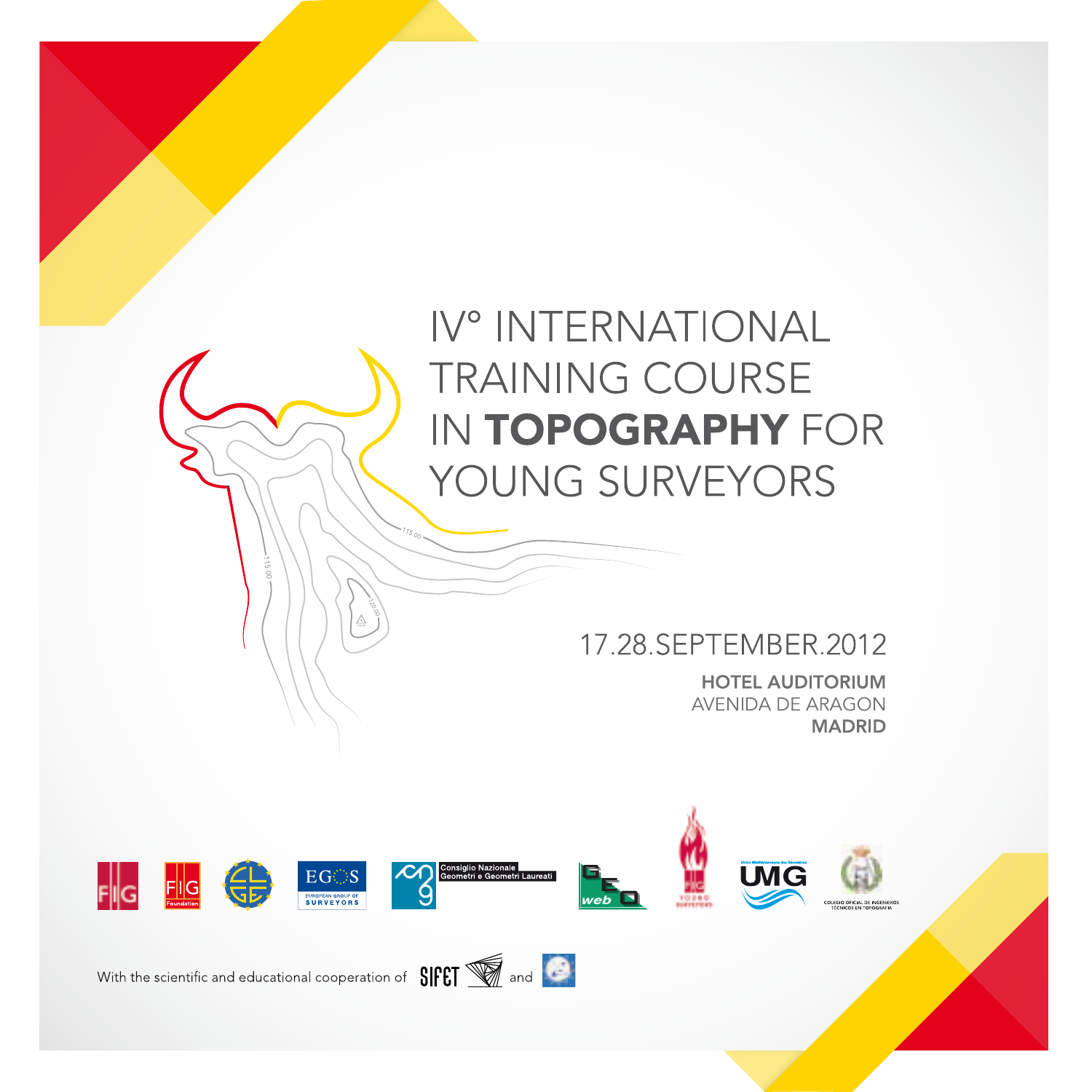# IV° INTERNATIONAL TRAINING COURSE IN **TOPOGRAPHY** FOR YOUNG SURVEYORS

17.28.SEPTEMBER.2012

**HOTEL AUDITORIUM**
AVENIDA DE ARAGON
**MADRID**

With the scientific and educational cooperation of SIFET and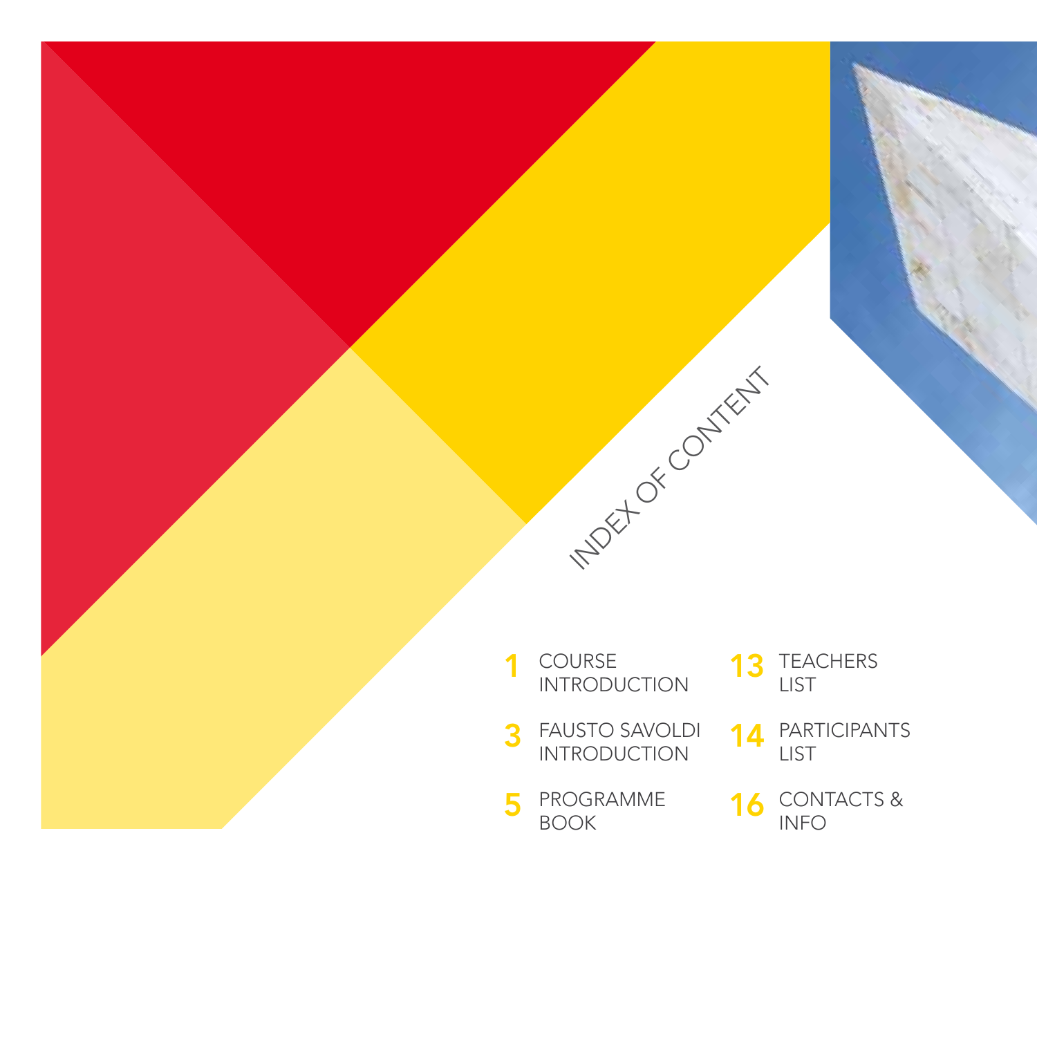# INDEX OF CONTENT

- 1 COURSE INTRODUCTION
- 3 FAUSTO SAVOLDI INTRODUCTION
- 5 PROGRAMME BOOK
- 13 TEACHERS LIST
- 14 PARTICIPANTS LIST
- 16 CONTACTS & INFO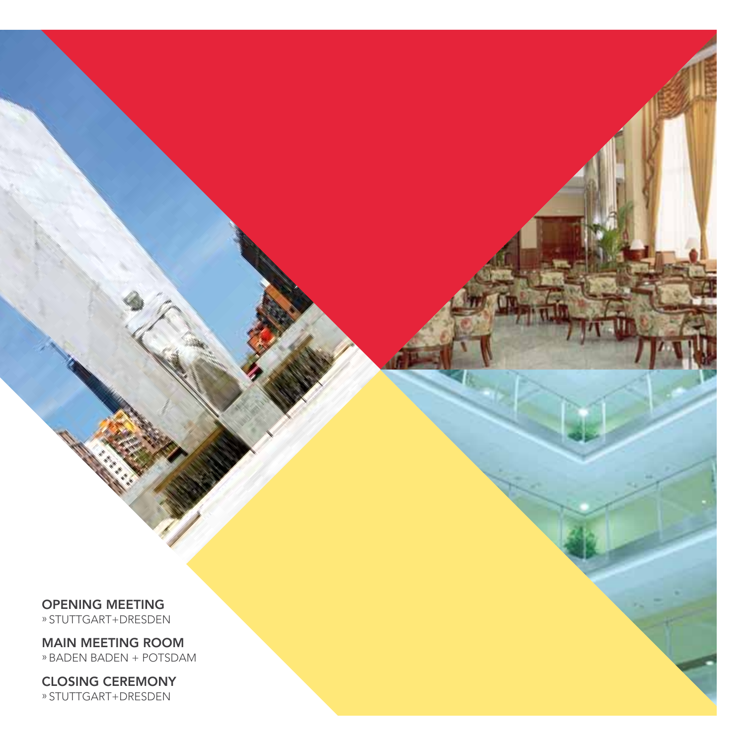**OPENING MEETING**
» STUTTGART+DRESDEN

**MAIN MEETING ROOM**
» BADEN BADEN + POTSDAM

**CLOSING CEREMONY**
» STUTTGART+DRESDEN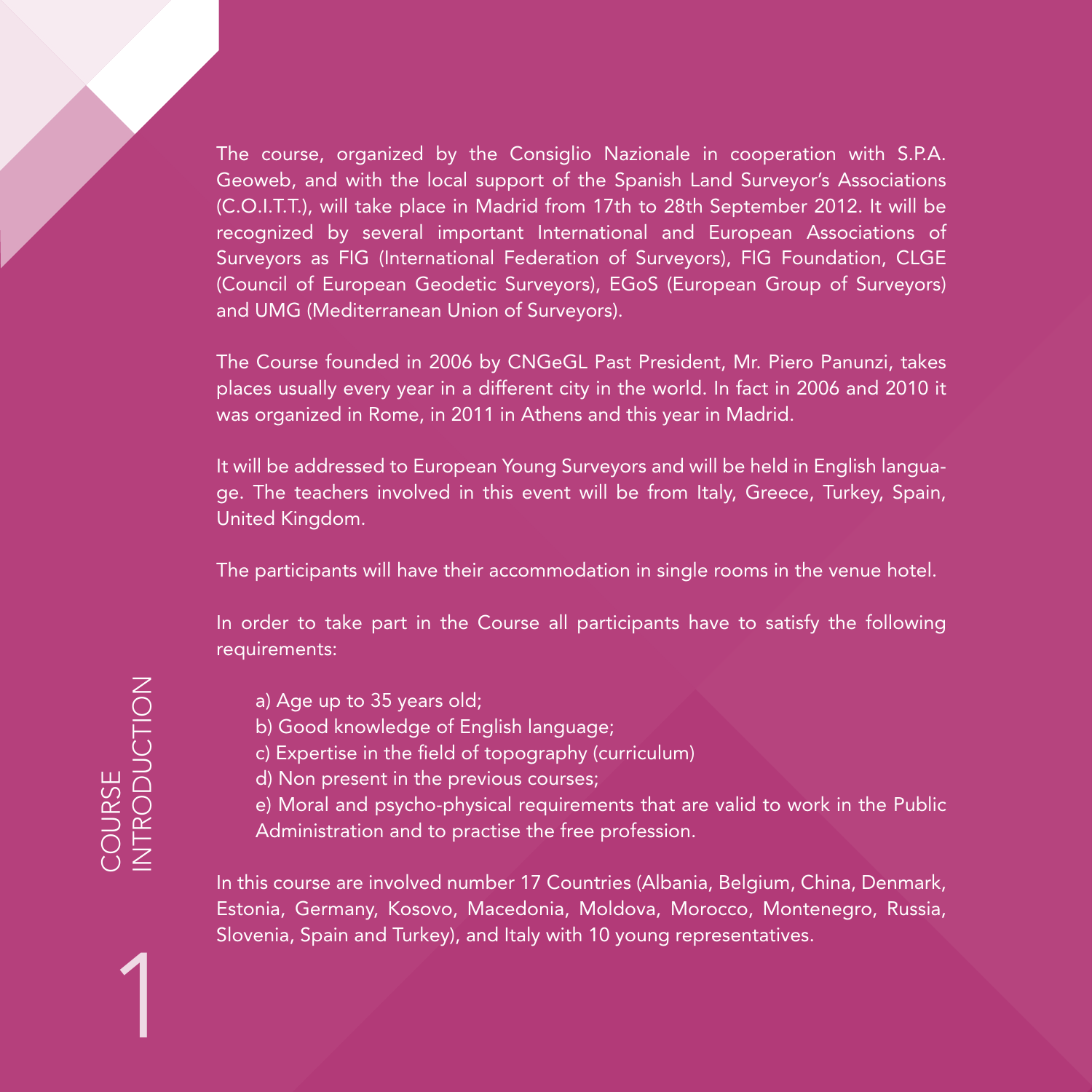# 1 COURSE INTRODUCTION

The course, organized by the Consiglio Nazionale in cooperation with S.P.A. Geoweb, and with the local support of the Spanish Land Surveyor's Associations (C.O.I.T.T.), will take place in Madrid from 17th to 28th September 2012. It will be recognized by several important International and European Associations of Surveyors as FIG (International Federation of Surveyors), FIG Foundation, CLGE (Council of European Geodetic Surveyors), EGoS (European Group of Surveyors) and UMG (Mediterranean Union of Surveyors).

The Course founded in 2006 by CNGeGL Past President, Mr. Piero Panunzi, takes places usually every year in a different city in the world. In fact in 2006 and 2010 it was organized in Rome, in 2011 in Athens and this year in Madrid.

It will be addressed to European Young Surveyors and will be held in English language. The teachers involved in this event will be from Italy, Greece, Turkey, Spain, United Kingdom.

The participants will have their accommodation in single rooms in the venue hotel.

In order to take part in the Course all participants have to satisfy the following requirements:

a) Age up to 35 years old;
b) Good knowledge of English language;
c) Expertise in the field of topography (curriculum)
d) Non present in the previous courses;
e) Moral and psycho-physical requirements that are valid to work in the Public Administration and to practise the free profession.

In this course are involved number 17 Countries (Albania, Belgium, China, Denmark, Estonia, Germany, Kosovo, Macedonia, Moldova, Morocco, Montenegro, Russia, Slovenia, Spain and Turkey), and Italy with 10 young representatives.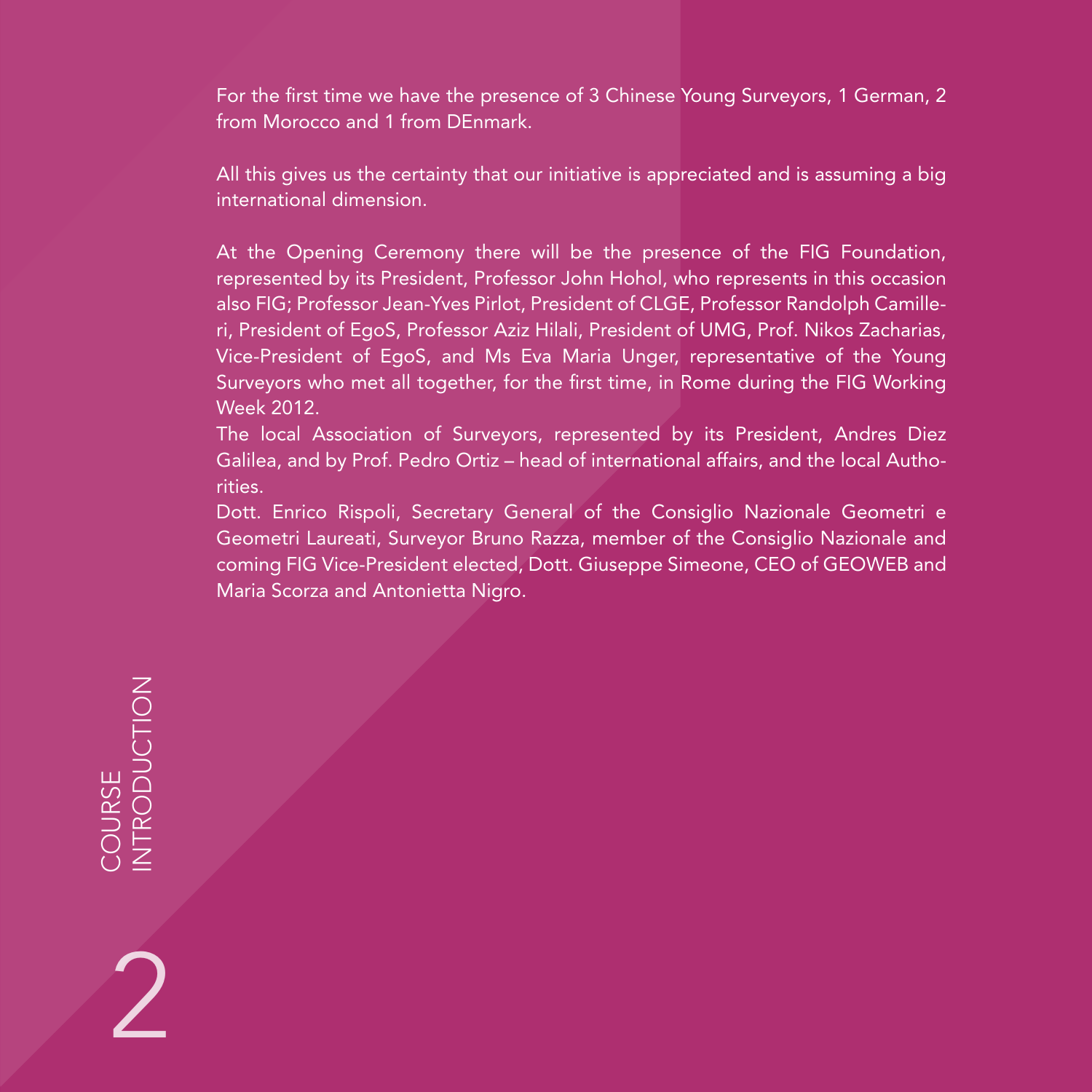For the first time we have the presence of 3 Chinese Young Surveyors, 1 German, 2 from Morocco and 1 from DEnmark.

All this gives us the certainty that our initiative is appreciated and is assuming a big international dimension.

At the Opening Ceremony there will be the presence of the FIG Foundation, represented by its President, Professor John Hohol, who represents in this occasion also FIG; Professor Jean-Yves Pirlot, President of CLGE, Professor Randolph Camilleri, President of EgoS, Professor Aziz Hilali, President of UMG, Prof. Nikos Zacharias, Vice-President of EgoS, and Ms Eva Maria Unger, representative of the Young Surveyors who met all together, for the first time, in Rome during the FIG Working Week 2012.

The local Association of Surveyors, represented by its President, Andres Diez Galilea, and by Prof. Pedro Ortiz – head of international affairs, and the local Authorities.

Dott. Enrico Rispoli, Secretary General of the Consiglio Nazionale Geometri e Geometri Laureati, Surveyor Bruno Razza, member of the Consiglio Nazionale and coming FIG Vice-President elected, Dott. Giuseppe Simeone, CEO of GEOWEB and Maria Scorza and Antonietta Nigro.

COURSE INTRODUCTION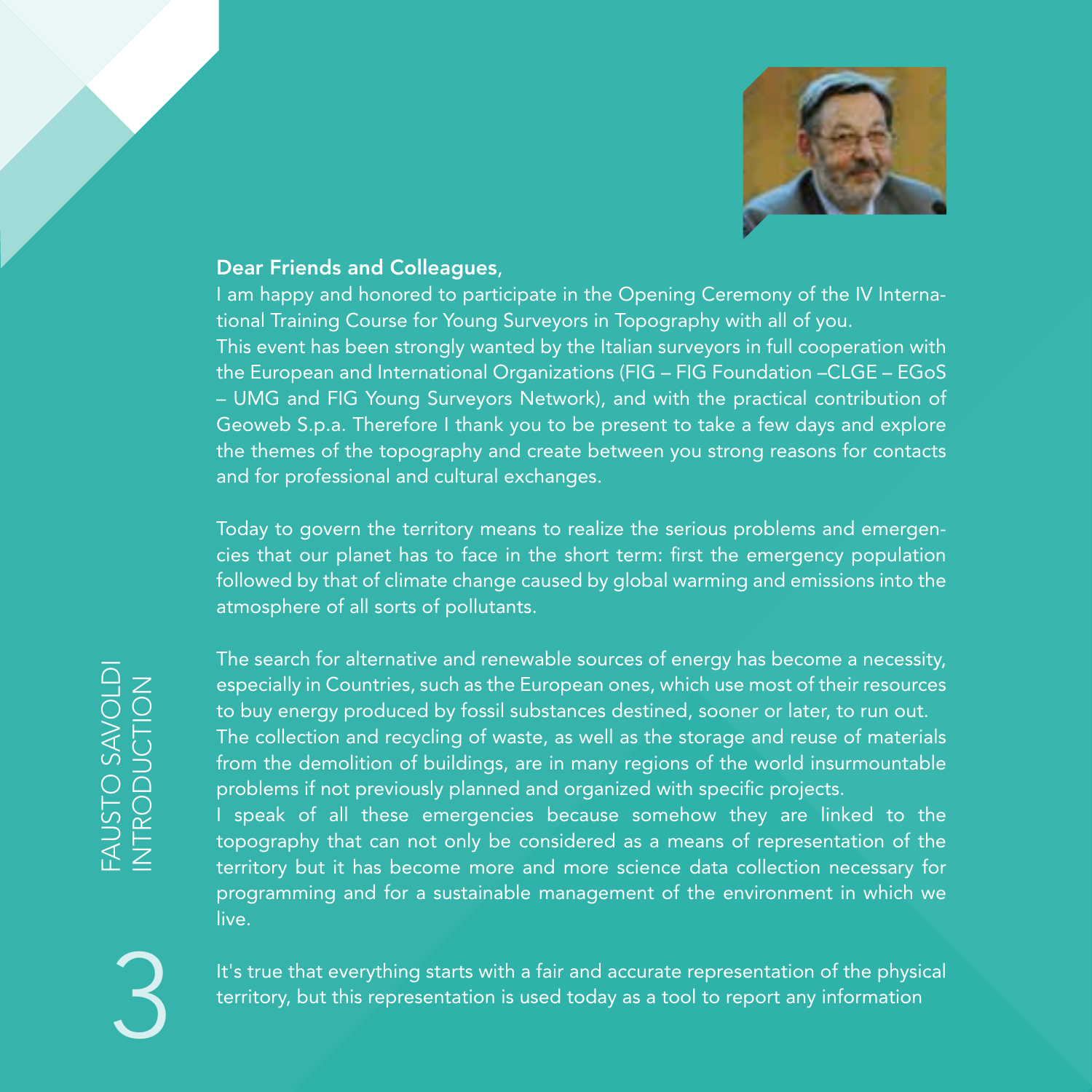## FAUSTO SAVOLDI
## INTRODUCTION

**Dear Friends and Colleagues,**

I am happy and honored to participate in the Opening Ceremony of the IV International Training Course for Young Surveyors in Topography with all of you.

This event has been strongly wanted by the Italian surveyors in full cooperation with the European and International Organizations (FIG – FIG Foundation –CLGE – EGoS – UMG and FIG Young Surveyors Network), and with the practical contribution of Geoweb S.p.a. Therefore I thank you to be present to take a few days and explore the themes of the topography and create between you strong reasons for contacts and for professional and cultural exchanges.

Today to govern the territory means to realize the serious problems and emergencies that our planet has to face in the short term: first the emergency population followed by that of climate change caused by global warming and emissions into the atmosphere of all sorts of pollutants.

The search for alternative and renewable sources of energy has become a necessity, especially in Countries, such as the European ones, which use most of their resources to buy energy produced by fossil substances destined, sooner or later, to run out.

The collection and recycling of waste, as well as the storage and reuse of materials from the demolition of buildings, are in many regions of the world insurmountable problems if not previously planned and organized with specific projects.

I speak of all these emergencies because somehow they are linked to the topography that can not only be considered as a means of representation of the territory but it has become more and more science data collection necessary for programming and for a sustainable management of the environment in which we live.

It's true that everything starts with a fair and accurate representation of the physical territory, but this representation is used today as a tool to report any information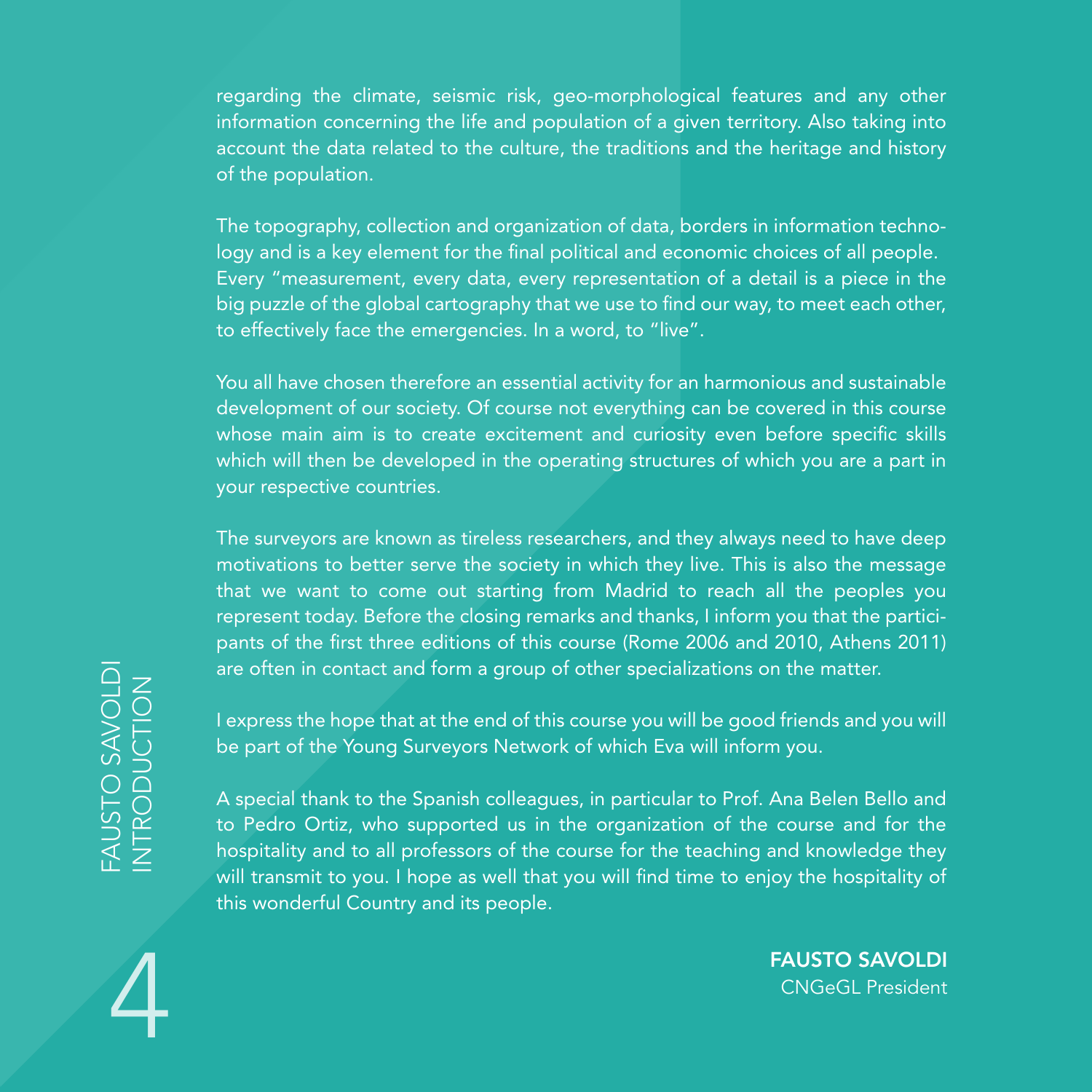regarding the climate, seismic risk, geo-morphological features and any other information concerning the life and population of a given territory. Also taking into account the data related to the culture, the traditions and the heritage and history of the population.

The topography, collection and organization of data, borders in information technology and is a key element for the final political and economic choices of all people. Every "measurement, every data, every representation of a detail is a piece in the big puzzle of the global cartography that we use to find our way, to meet each other, to effectively face the emergencies. In a word, to "live".

You all have chosen therefore an essential activity for an harmonious and sustainable development of our society. Of course not everything can be covered in this course whose main aim is to create excitement and curiosity even before specific skills which will then be developed in the operating structures of which you are a part in your respective countries.

The surveyors are known as tireless researchers, and they always need to have deep motivations to better serve the society in which they live. This is also the message that we want to come out starting from Madrid to reach all the peoples you represent today. Before the closing remarks and thanks, I inform you that the participants of the first three editions of this course (Rome 2006 and 2010, Athens 2011) are often in contact and form a group of other specializations on the matter.

I express the hope that at the end of this course you will be good friends and you will be part of the Young Surveyors Network of which Eva will inform you.

A special thank to the Spanish colleagues, in particular to Prof. Ana Belen Bello and to Pedro Ortiz, who supported us in the organization of the course and for the hospitality and to all professors of the course for the teaching and knowledge they will transmit to you. I hope as well that you will find time to enjoy the hospitality of this wonderful Country and its people.

**FAUSTO SAVOLDI**
CNGeGL President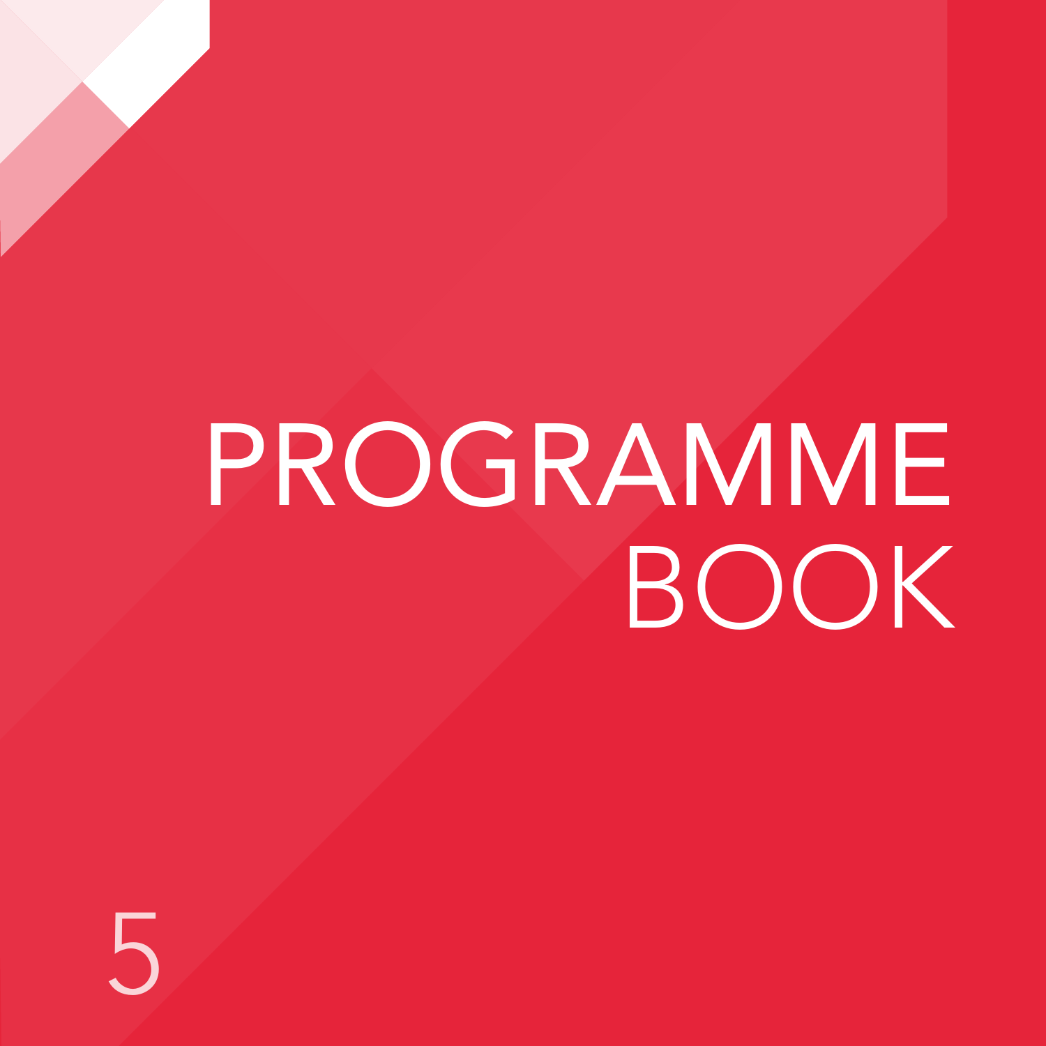# PROGRAMME BOOK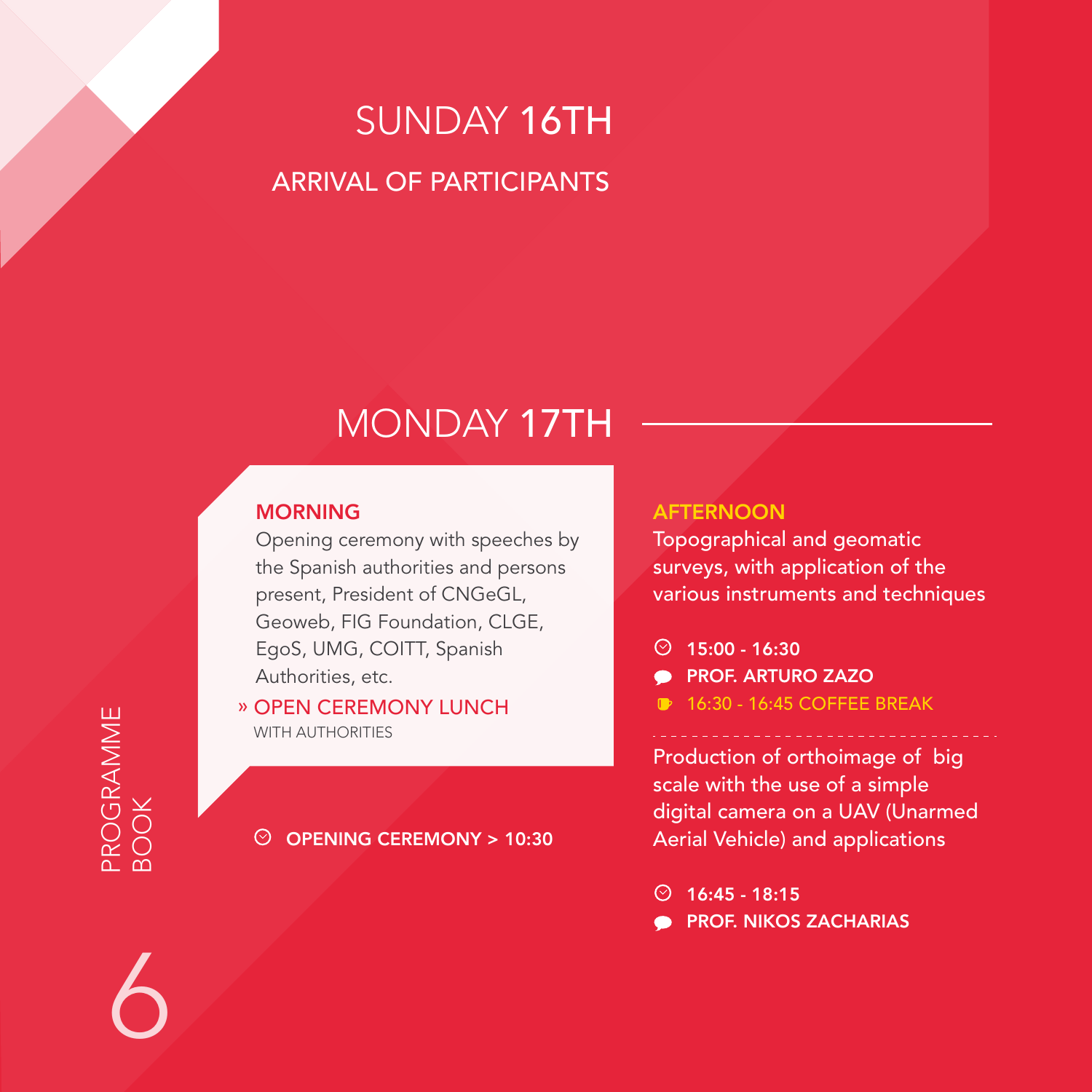## SUNDAY 16TH

ARRIVAL OF PARTICIPANTS

## MONDAY 17TH

### MORNING

Opening ceremony with speeches by the Spanish authorities and persons present, President of CNGeGL, Geoweb, FIG Foundation, CLGE, EgoS, UMG, COITT, Spanish Authorities, etc.

» OPEN CEREMONY LUNCH
WITH AUTHORITIES

**OPENING CEREMONY > 10:30**

### AFTERNOON

Topographical and geomatic surveys, with application of the various instruments and techniques

**15:00 - 16:30**
**PROF. ARTURO ZAZO**
16:30 - 16:45 COFFEE BREAK

---

Production of orthoimage of big scale with the use of a simple digital camera on a UAV (Unarmed Aerial Vehicle) and applications

**16:45 - 18:15**
**PROF. NIKOS ZACHARIAS**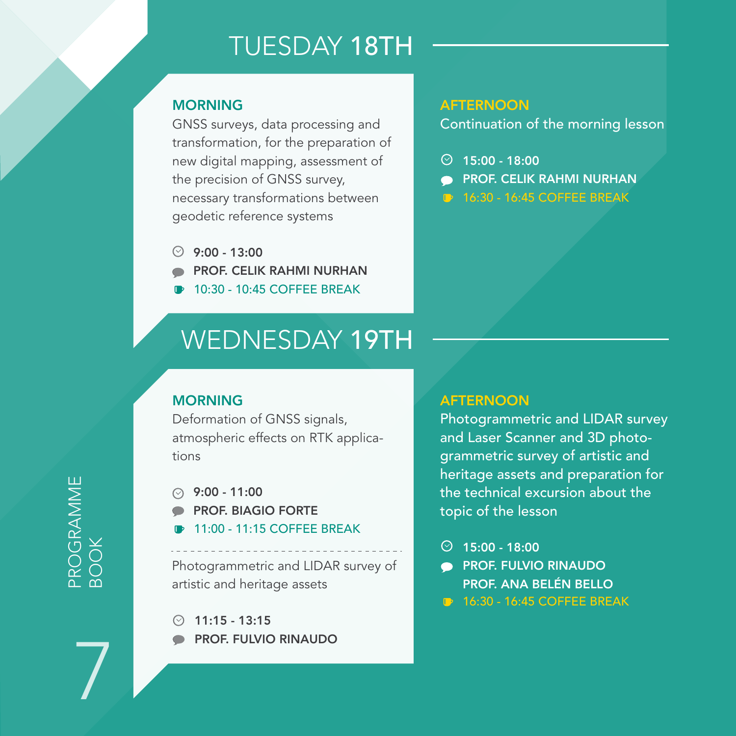# TUESDAY 18TH

## MORNING

GNSS surveys, data processing and transformation, for the preparation of new digital mapping, assessment of the precision of GNSS survey, necessary transformations between geodetic reference systems

**9:00 - 13:00**
**PROF. CELIK RAHMI NURHAN**
10:30 - 10:45 COFFEE BREAK

## AFTERNOON

Continuation of the morning lesson

**15:00 - 18:00**
**PROF. CELIK RAHMI NURHAN**
16:30 - 16:45 COFFEE BREAK

# WEDNESDAY 19TH

## MORNING

Deformation of GNSS signals, atmospheric effects on RTK applications

**9:00 - 11:00**
**PROF. BIAGIO FORTE**
11:00 - 11:15 COFFEE BREAK

---

Photogrammetric and LIDAR survey of artistic and heritage assets

**11:15 - 13:15**
**PROF. FULVIO RINAUDO**

## AFTERNOON

Photogrammetric and LIDAR survey and Laser Scanner and 3D photogrammetric survey of artistic and heritage assets and preparation for the technical excursion about the topic of the lesson

**15:00 - 18:00**
**PROF. FULVIO RINAUDO**
**PROF. ANA BELÉN BELLO**
16:30 - 16:45 COFFEE BREAK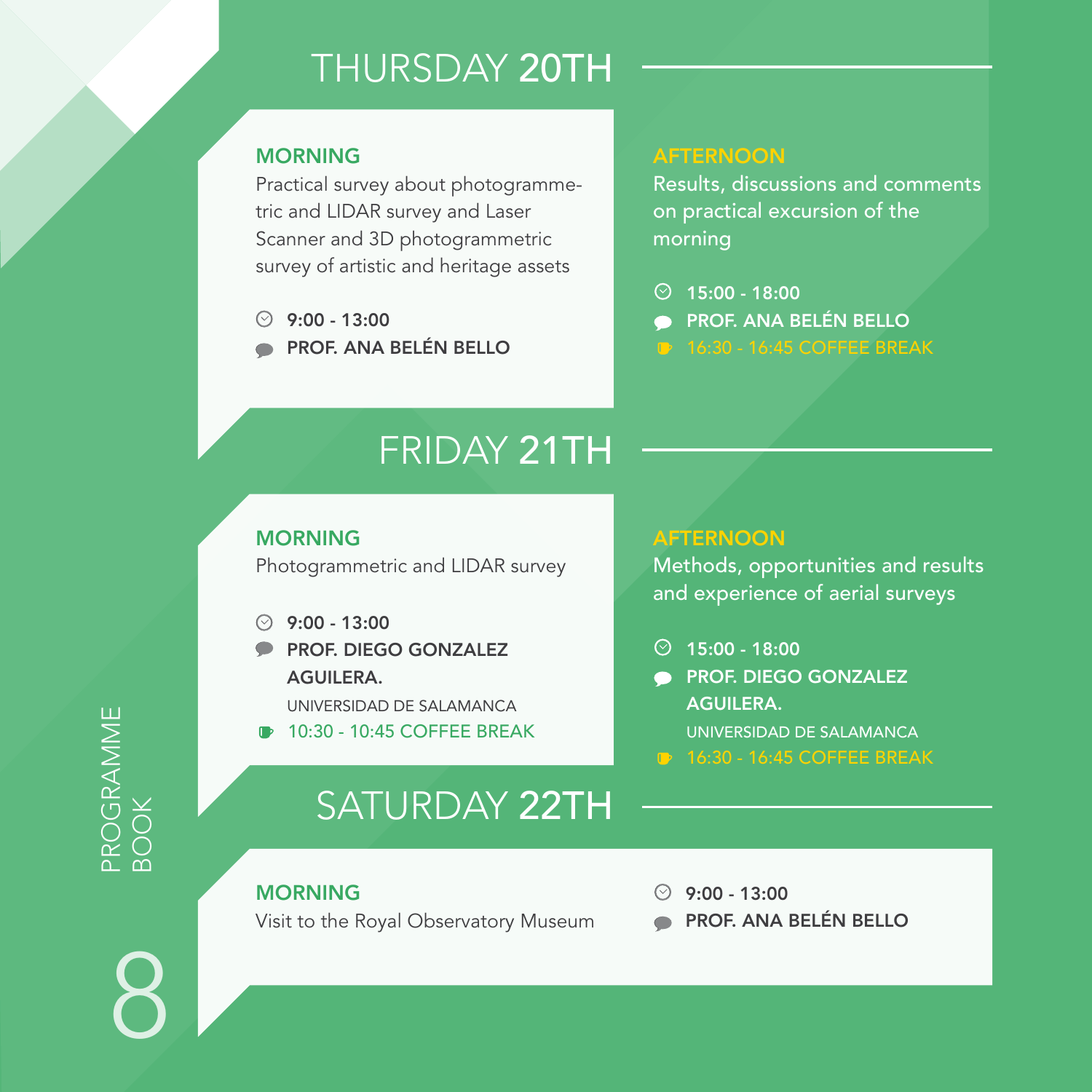## THURSDAY **20TH**

### MORNING

Practical survey about photogrammetric and LIDAR survey and Laser Scanner and 3D photogrammetric survey of artistic and heritage assets

**9:00 - 13:00**
**PROF. ANA BELÉN BELLO**

### AFTERNOON

Results, discussions and comments on practical excursion of the morning

**15:00 - 18:00**
**PROF. ANA BELÉN BELLO**
16:30 - 16:45 COFFEE BREAK

## FRIDAY **21TH**

### MORNING

Photogrammetric and LIDAR survey

**9:00 - 13:00**
**PROF. DIEGO GONZALEZ AGUILERA.**
UNIVERSIDAD DE SALAMANCA
10:30 - 10:45 COFFEE BREAK

### AFTERNOON

Methods, opportunities and results and experience of aerial surveys

**15:00 - 18:00**
**PROF. DIEGO GONZALEZ AGUILERA.**
UNIVERSIDAD DE SALAMANCA
16:30 - 16:45 COFFEE BREAK

## SATURDAY **22TH**

### MORNING

Visit to the Royal Observatory Museum

**9:00 - 13:00**
**PROF. ANA BELÉN BELLO**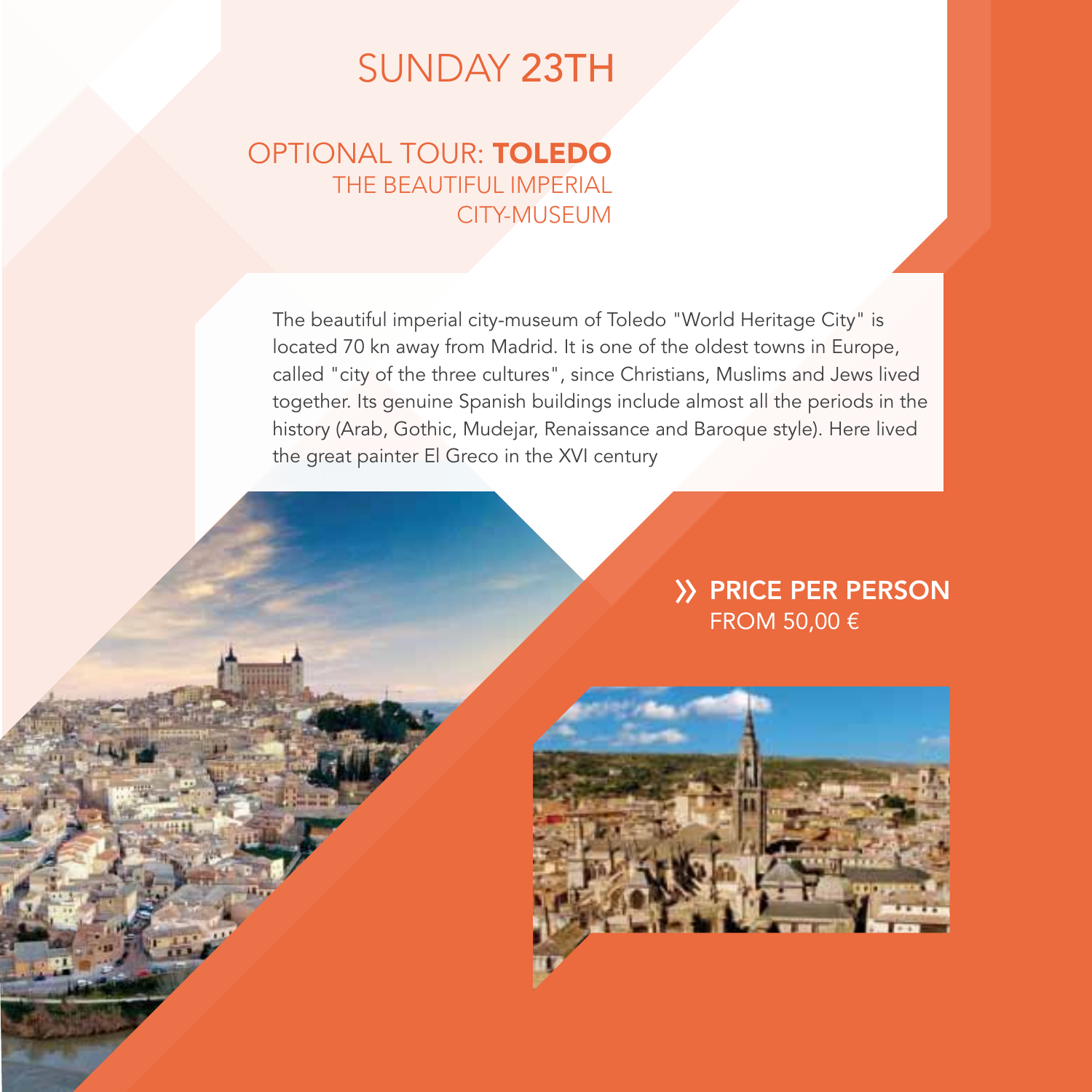# SUNDAY 23TH

## OPTIONAL TOUR: **TOLEDO**
THE BEAUTIFUL IMPERIAL CITY-MUSEUM

The beautiful imperial city-museum of Toledo "World Heritage City" is located 70 kn away from Madrid. It is one of the oldest towns in Europe, called "city of the three cultures", since Christians, Muslims and Jews lived together. Its genuine Spanish buildings include almost all the periods in the history (Arab, Gothic, Mudejar, Renaissance and Baroque style). Here lived the great painter El Greco in the XVI century

**» PRICE PER PERSON**
FROM 50,00 €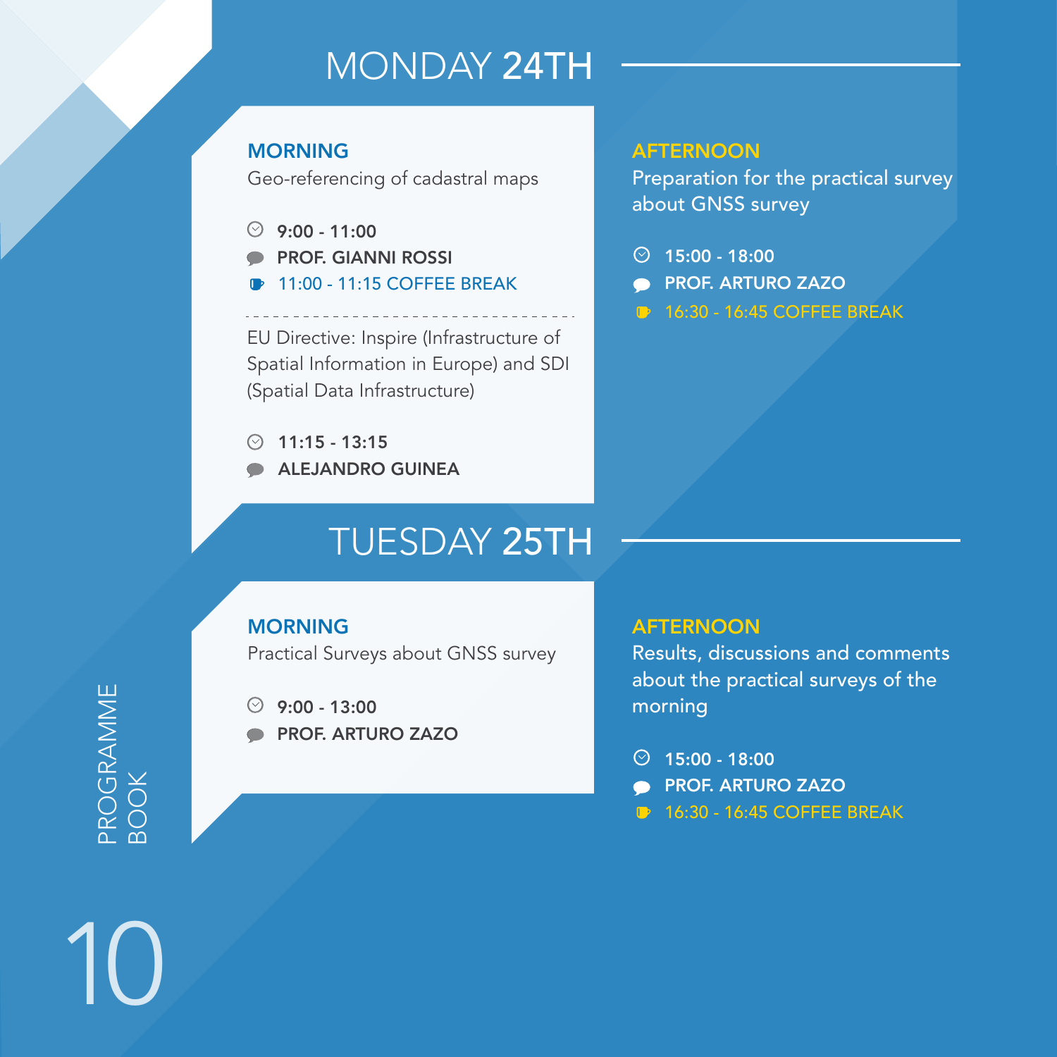# MONDAY 24TH

## MORNING

Geo-referencing of cadastral maps

- **9:00 - 11:00**
- **PROF. GIANNI ROSSI**
- 11:00 - 11:15 COFFEE BREAK

---

EU Directive: Inspire (Infrastructure of Spatial Information in Europe) and SDI (Spatial Data Infrastructure)

- **11:15 - 13:15**
- **ALEJANDRO GUINEA**

## AFTERNOON

Preparation for the practical survey about GNSS survey

- **15:00 - 18:00**
- **PROF. ARTURO ZAZO**
- 16:30 - 16:45 COFFEE BREAK

# TUESDAY 25TH

## MORNING

Practical Surveys about GNSS survey

- **9:00 - 13:00**
- **PROF. ARTURO ZAZO**

## AFTERNOON

Results, discussions and comments about the practical surveys of the morning

- **15:00 - 18:00**
- **PROF. ARTURO ZAZO**
- 16:30 - 16:45 COFFEE BREAK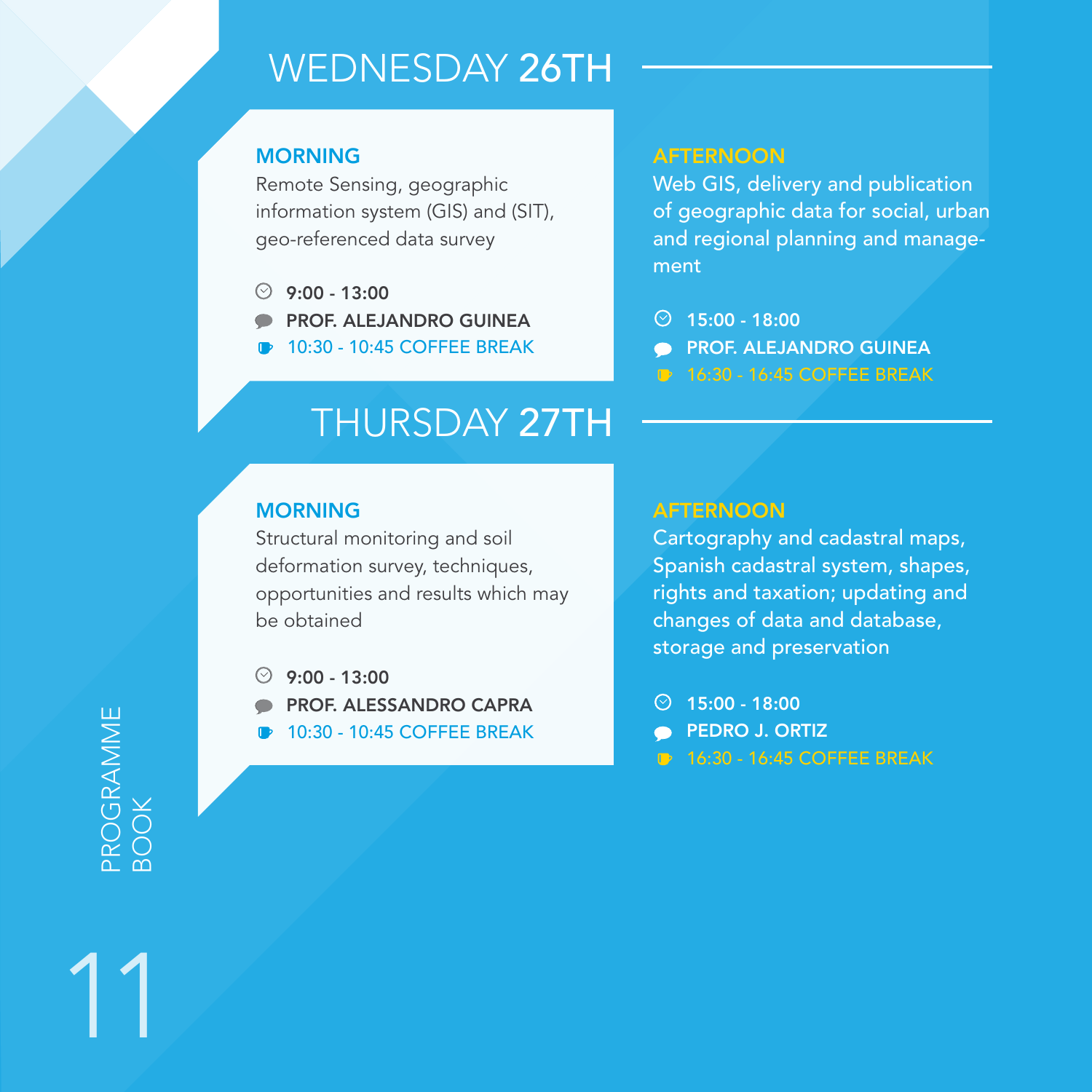# WEDNESDAY **26TH**

### MORNING

Remote Sensing, geographic information system (GIS) and (SIT), geo-referenced data survey

- **9:00 - 13:00**
- **PROF. ALEJANDRO GUINEA**
- 10:30 - 10:45 COFFEE BREAK

### AFTERNOON

Web GIS, delivery and publication of geographic data for social, urban and regional planning and management

- **15:00 - 18:00**
- **PROF. ALEJANDRO GUINEA**
- 16:30 - 16:45 COFFEE BREAK

# THURSDAY **27TH**

### MORNING

Structural monitoring and soil deformation survey, techniques, opportunities and results which may be obtained

- **9:00 - 13:00**
- **PROF. ALESSANDRO CAPRA**
- 10:30 - 10:45 COFFEE BREAK

### AFTERNOON

Cartography and cadastral maps, Spanish cadastral system, shapes, rights and taxation; updating and changes of data and database, storage and preservation

- **15:00 - 18:00**
- **PEDRO J. ORTIZ**
- 16:30 - 16:45 COFFEE BREAK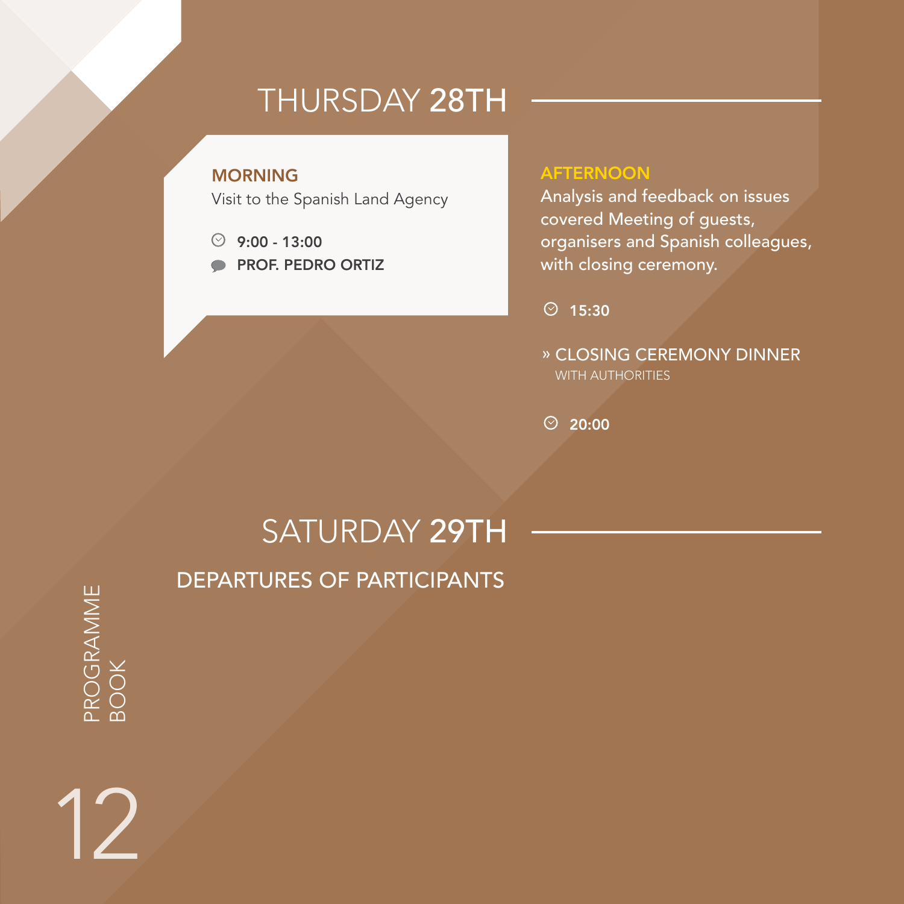## THURSDAY 28TH

### MORNING

Visit to the Spanish Land Agency

9:00 - 13:00

**PROF. PEDRO ORTIZ**

### AFTERNOON

Analysis and feedback on issues covered Meeting of guests, organisers and Spanish colleagues, with closing ceremony.

15:30

» CLOSING CEREMONY DINNER
WITH AUTHORITIES

20:00

## SATURDAY 29TH

DEPARTURES OF PARTICIPANTS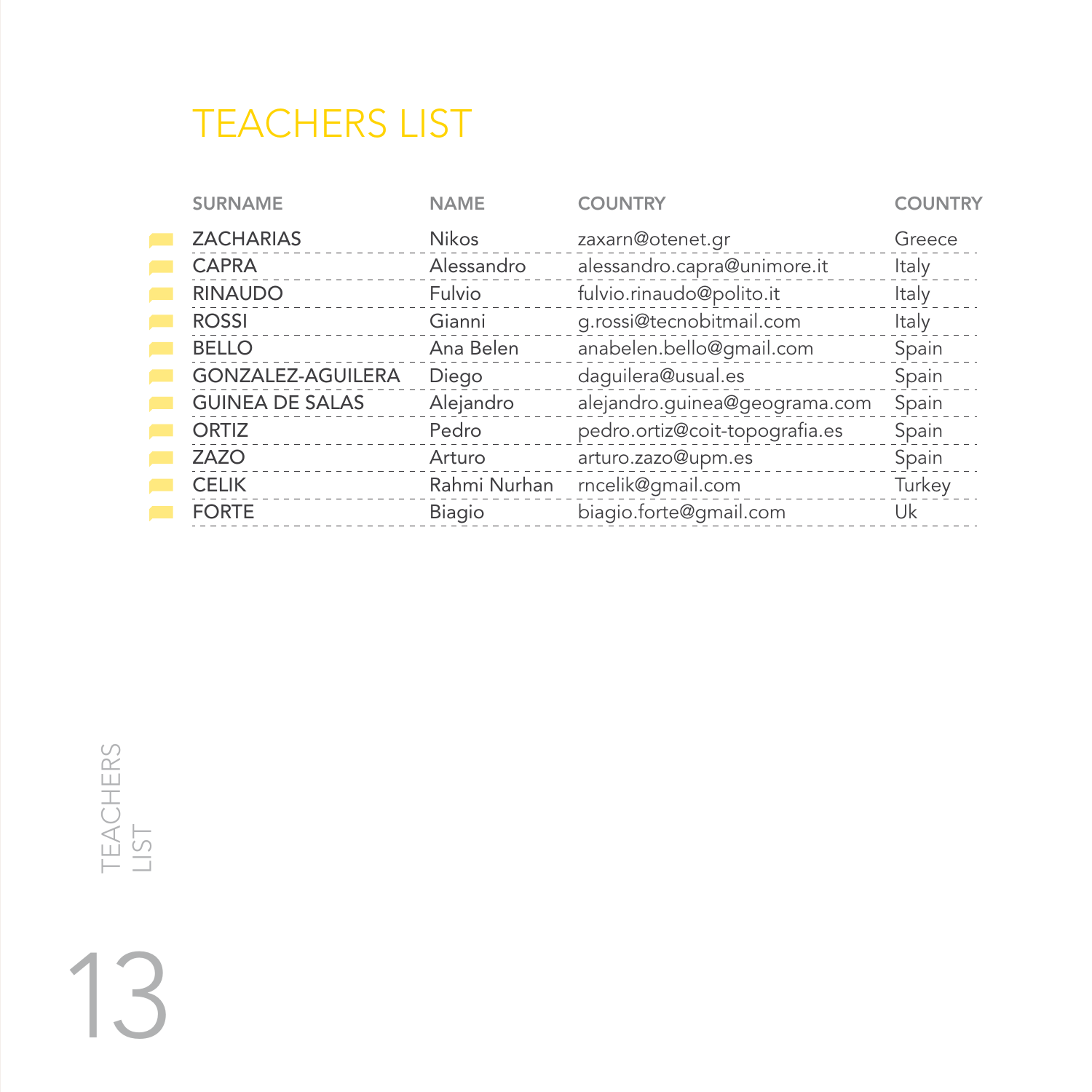# TEACHERS LIST

| SURNAME | NAME | COUNTRY | COUNTRY |
|---|---|---|---|
| ZACHARIAS | Nikos | zaxarn@otenet.gr | Greece |
| CAPRA | Alessandro | alessandro.capra@unimore.it | Italy |
| RINAUDO | Fulvio | fulvio.rinaudo@polito.it | Italy |
| ROSSI | Gianni | g.rossi@tecnobitmail.com | Italy |
| BELLO | Ana Belen | anabelen.bello@gmail.com | Spain |
| GONZALEZ-AGUILERA | Diego | daguilera@usual.es | Spain |
| GUINEA DE SALAS | Alejandro | alejandro.guinea@geograma.com | Spain |
| ORTIZ | Pedro | pedro.ortiz@coit-topografia.es | Spain |
| ZAZO | Arturo | arturo.zazo@upm.es | Spain |
| CELIK | Rahmi Nurhan | rncelik@gmail.com | Turkey |
| FORTE | Biagio | biagio.forte@gmail.com | Uk |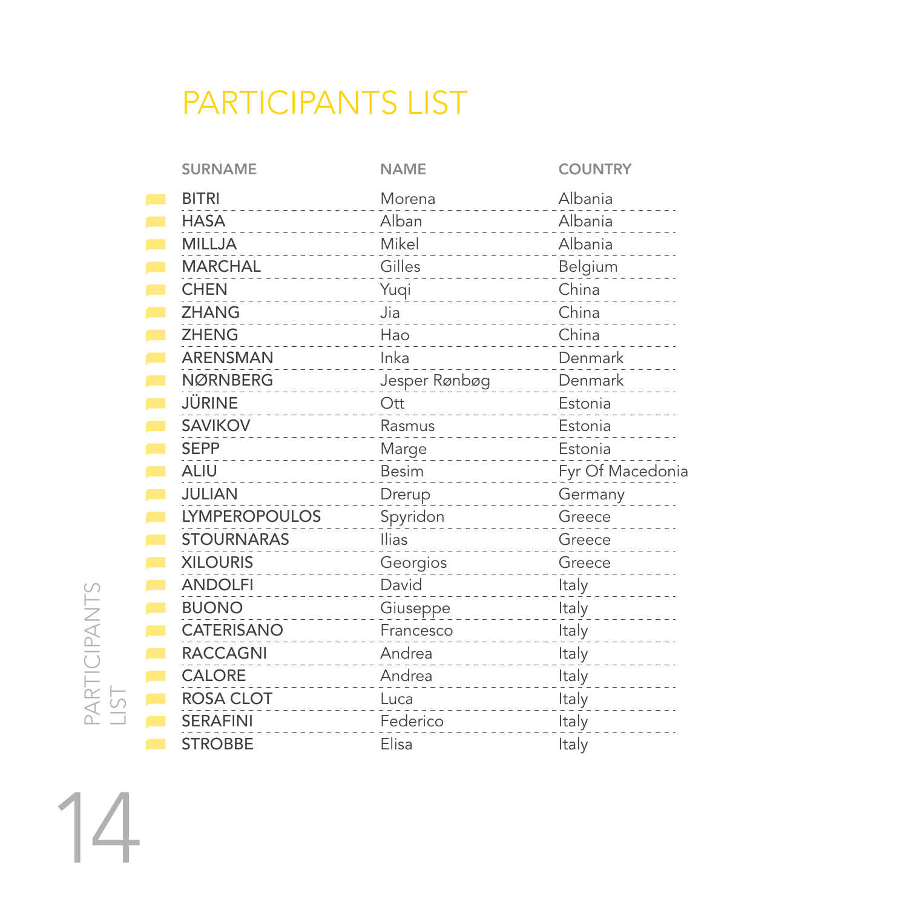# PARTICIPANTS LIST

| SURNAME | NAME | COUNTRY |
| --- | --- | --- |
| BITRI | Morena | Albania |
| HASA | Alban | Albania |
| MILLJA | Mikel | Albania |
| MARCHAL | Gilles | Belgium |
| CHEN | Yuqi | China |
| ZHANG | Jia | China |
| ZHENG | Hao | China |
| ARENSMAN | Inka | Denmark |
| NØRNBERG | Jesper Rønbøg | Denmark |
| JÜRINE | Ott | Estonia |
| SAVIKOV | Rasmus | Estonia |
| SEPP | Marge | Estonia |
| ALIU | Besim | Fyr Of Macedonia |
| JULIAN | Drerup | Germany |
| LYMPEROPOULOS | Spyridon | Greece |
| STOURNARAS | Ilias | Greece |
| XILOURIS | Georgios | Greece |
| ANDOLFI | David | Italy |
| BUONO | Giuseppe | Italy |
| CATERISANO | Francesco | Italy |
| RACCAGNI | Andrea | Italy |
| CALORE | Andrea | Italy |
| ROSA CLOT | Luca | Italy |
| SERAFINI | Federico | Italy |
| STROBBE | Elisa | Italy |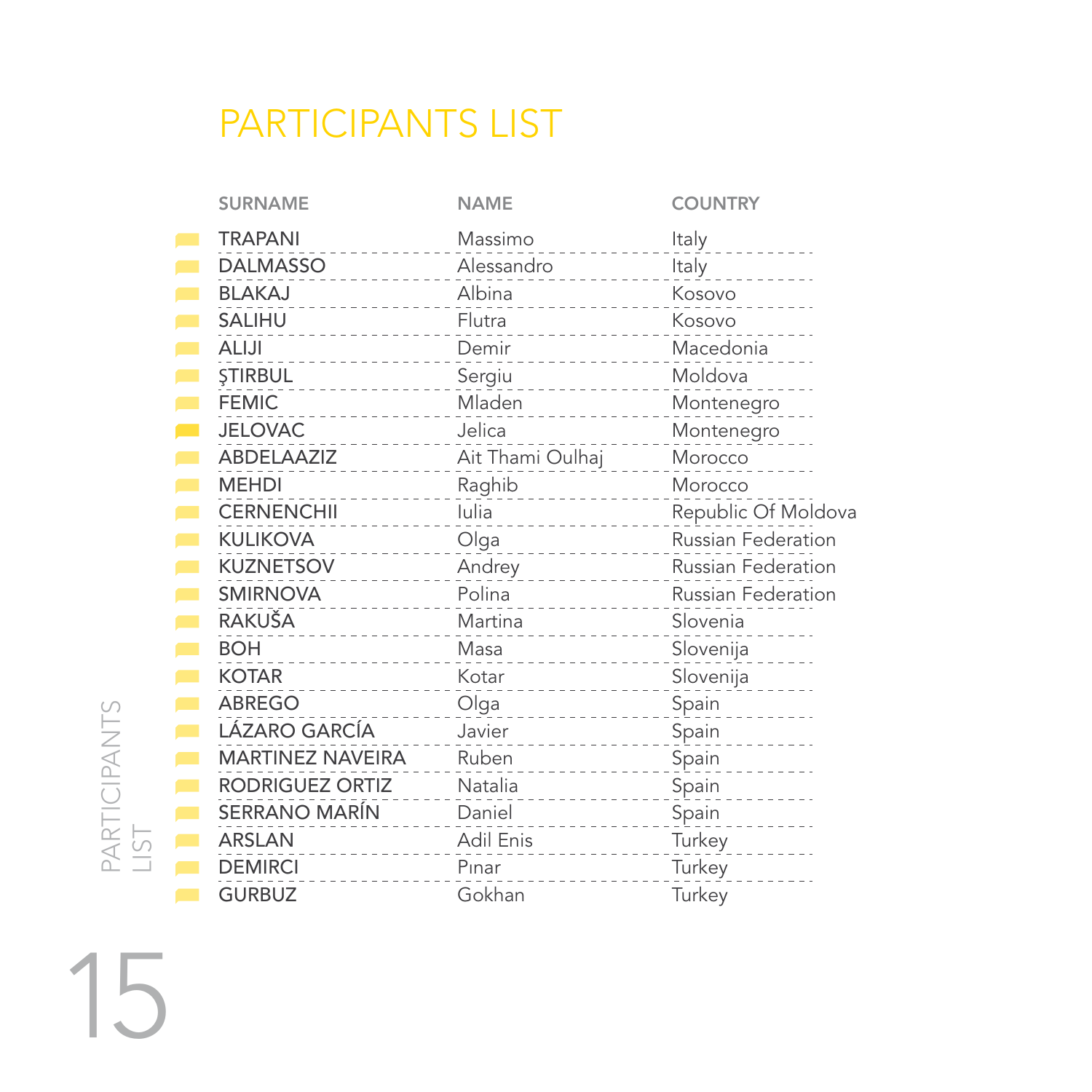# PARTICIPANTS LIST

| SURNAME | NAME | COUNTRY |
|---|---|---|
| TRAPANI | Massimo | Italy |
| DALMASSO | Alessandro | Italy |
| BLAKAJ | Albina | Kosovo |
| SALIHU | Flutra | Kosovo |
| ALIJI | Demir | Macedonia |
| ŞTIRBUL | Sergiu | Moldova |
| FEMIC | Mladen | Montenegro |
| JELOVAC | Jelica | Montenegro |
| ABDELAAZIZ | Ait Thami Oulhaj | Morocco |
| MEHDI | Raghib | Morocco |
| CERNENCHII | Iulia | Republic Of Moldova |
| KULIKOVA | Olga | Russian Federation |
| KUZNETSOV | Andrey | Russian Federation |
| SMIRNOVA | Polina | Russian Federation |
| RAKUŠA | Martina | Slovenia |
| BOH | Masa | Slovenija |
| KOTAR | Kotar | Slovenija |
| ABREGO | Olga | Spain |
| LÁZARO GARCÍA | Javier | Spain |
| MARTINEZ NAVEIRA | Ruben | Spain |
| RODRIGUEZ ORTIZ | Natalia | Spain |
| SERRANO MARÍN | Daniel | Spain |
| ARSLAN | Adil Enis | Turkey |
| DEMIRCI | Pınar | Turkey |
| GURBUZ | Gokhan | Turkey |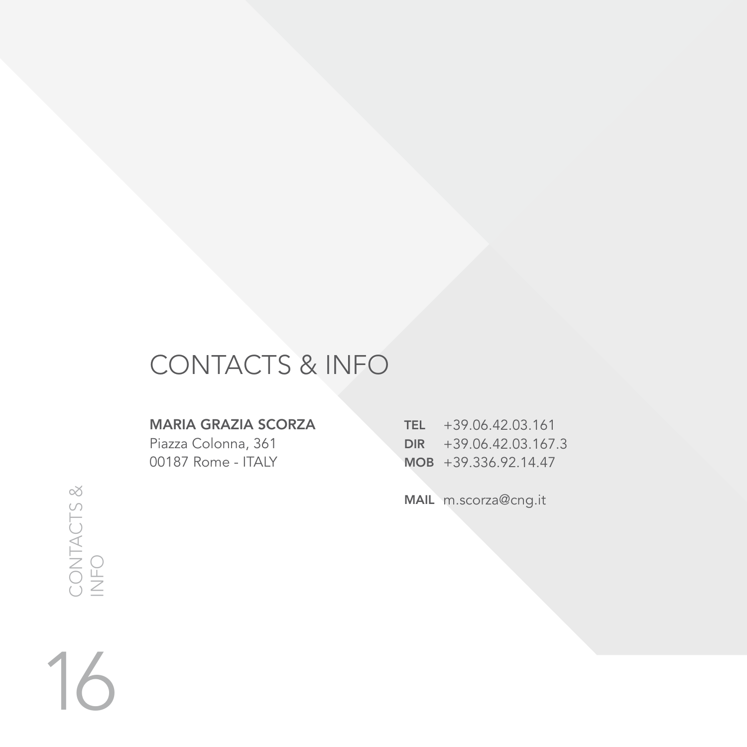# CONTACTS & INFO

**MARIA GRAZIA SCORZA**
Piazza Colonna, 361
00187 Rome - ITALY

**TEL** +39.06.42.03.161
**DIR** +39.06.42.03.167.3
**MOB** +39.336.92.14.47

**MAIL** m.scorza@cng.it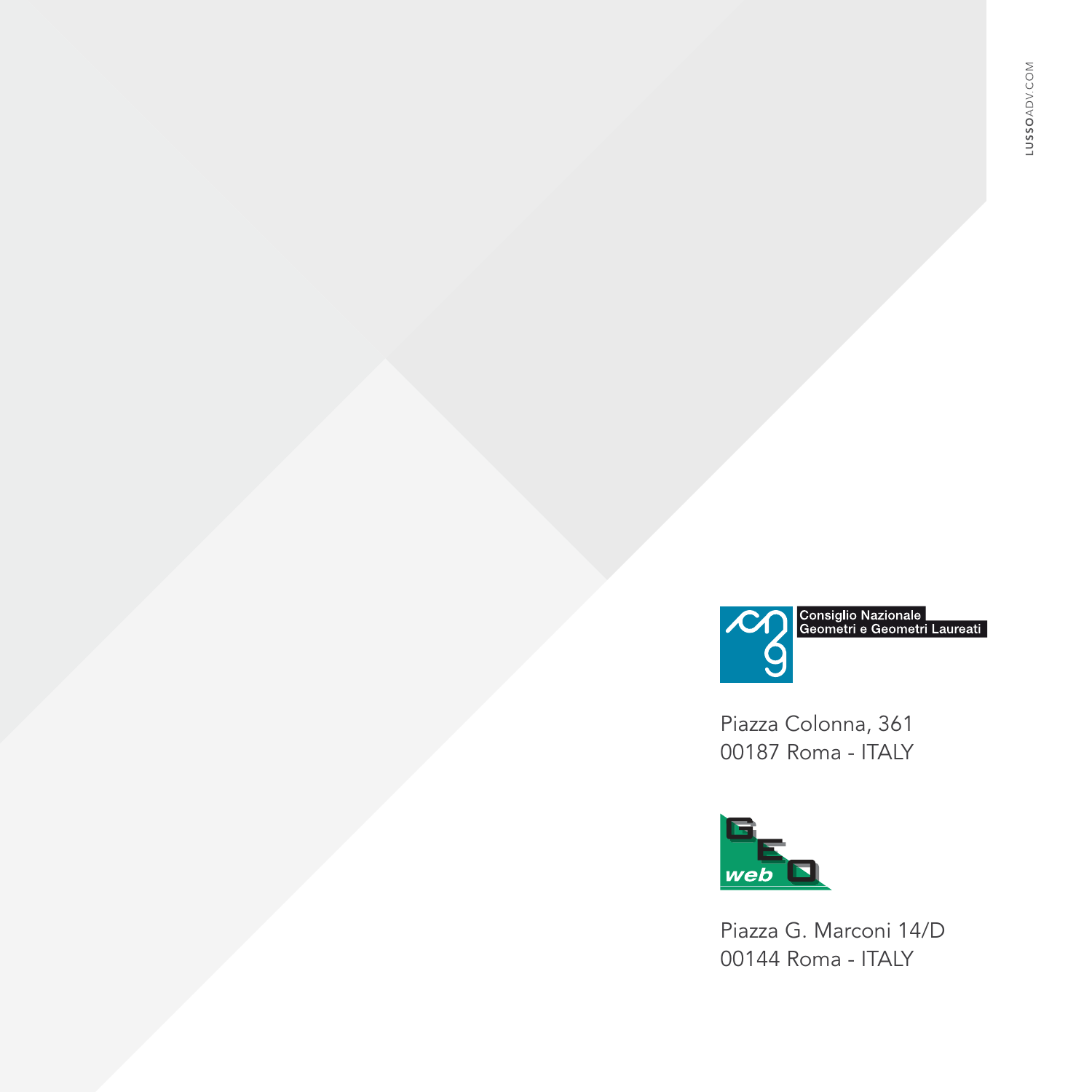LUSSOADV.COM

Consiglio Nazionale
Geometri e Geometri Laureati

Piazza Colonna, 361
00187 Roma - ITALY

GEO web

Piazza G. Marconi 14/D
00144 Roma - ITALY